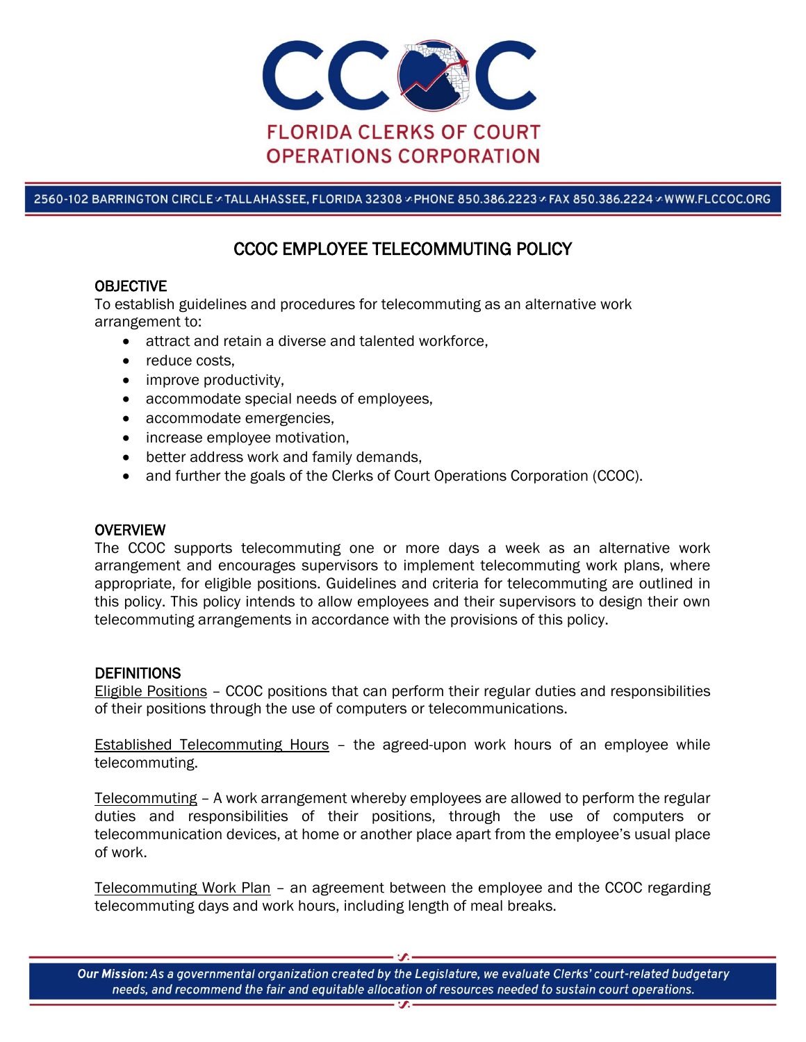CCOC

FLORIDA CLERKS OF COURT OPERATIONS CORPORATION

2560-102 BARRINGTON CIRCLE • TALLAHASSEE, FLORIDA 32308 • PHONE 850.386.2223 • FAX 850.386.2224 • WWW.FLCCOC.ORG

# CCOC EMPLOYEE TELECOMMUTING POLICY

## OBJECTIVE

To establish guidelines and procedures for telecommuting as an alternative work arrangement to:

- attract and retain a diverse and talented workforce,
- reduce costs,
- improve productivity,
- accommodate special needs of employees,
- accommodate emergencies,
- increase employee motivation,
- better address work and family demands,
- and further the goals of the Clerks of Court Operations Corporation (CCOC).

## OVERVIEW

The CCOC supports telecommuting one or more days a week as an alternative work arrangement and encourages supervisors to implement telecommuting work plans, where appropriate, for eligible positions. Guidelines and criteria for telecommuting are outlined in this policy. This policy intends to allow employees and their supervisors to design their own telecommuting arrangements in accordance with the provisions of this policy.

## DEFINITIONS

Eligible Positions – CCOC positions that can perform their regular duties and responsibilities of their positions through the use of computers or telecommunications.

Established Telecommuting Hours – the agreed-upon work hours of an employee while telecommuting.

Telecommuting – A work arrangement whereby employees are allowed to perform the regular duties and responsibilities of their positions, through the use of computers or telecommunication devices, at home or another place apart from the employee's usual place of work.

Telecommuting Work Plan – an agreement between the employee and the CCOC regarding telecommuting days and work hours, including length of meal breaks.

***Our Mission:*** *As a governmental organization created by the Legislature, we evaluate Clerks' court-related budgetary needs, and recommend the fair and equitable allocation of resources needed to sustain court operations.*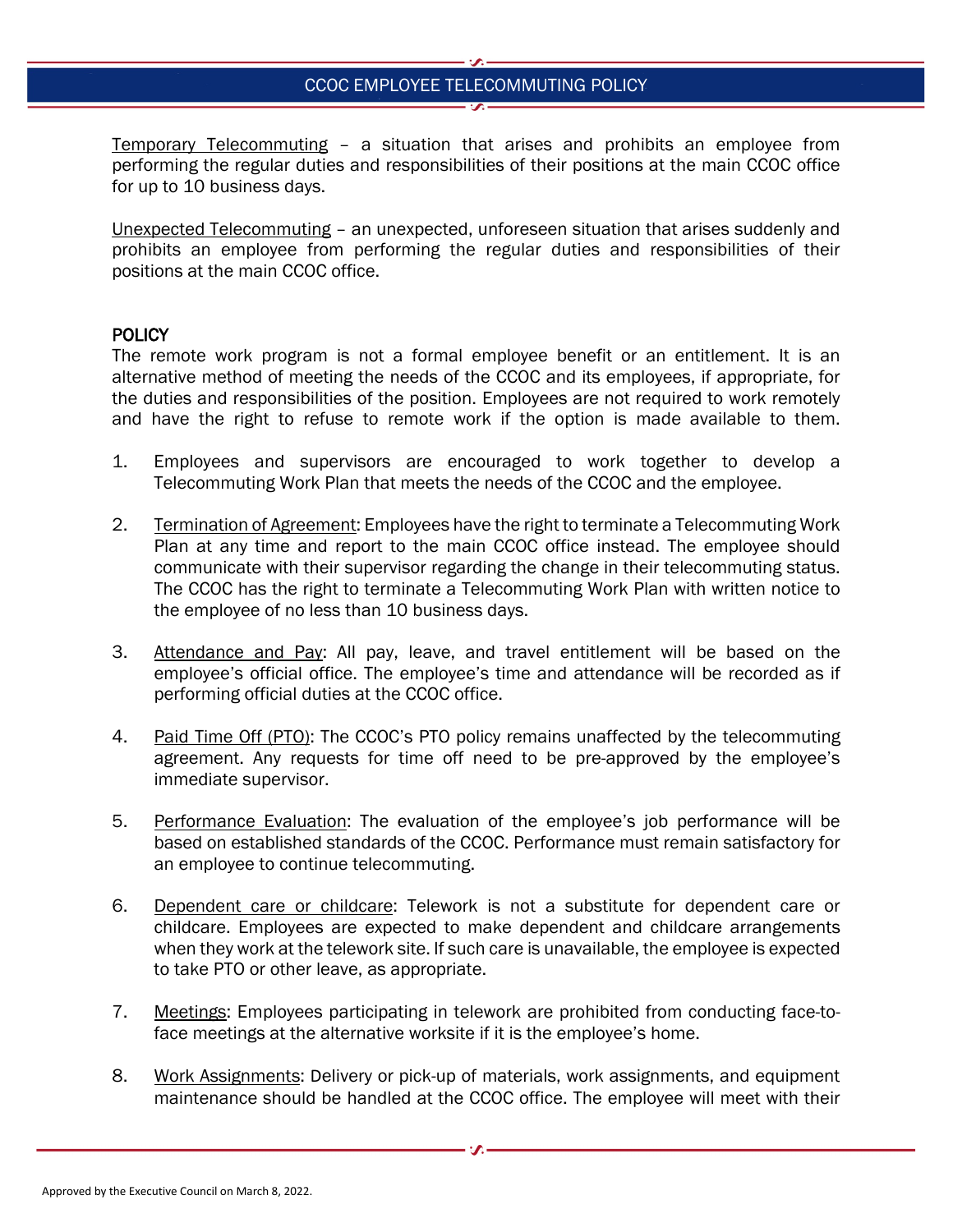Temporary Telecommuting – a situation that arises and prohibits an employee from performing the regular duties and responsibilities of their positions at the main CCOC office for up to 10 business days.

Unexpected Telecommuting – an unexpected, unforeseen situation that arises suddenly and prohibits an employee from performing the regular duties and responsibilities of their positions at the main CCOC office.

## POLICY

The remote work program is not a formal employee benefit or an entitlement. It is an alternative method of meeting the needs of the CCOC and its employees, if appropriate, for the duties and responsibilities of the position. Employees are not required to work remotely and have the right to refuse to remote work if the option is made available to them.

1. Employees and supervisors are encouraged to work together to develop a Telecommuting Work Plan that meets the needs of the CCOC and the employee.

2. Termination of Agreement: Employees have the right to terminate a Telecommuting Work Plan at any time and report to the main CCOC office instead. The employee should communicate with their supervisor regarding the change in their telecommuting status. The CCOC has the right to terminate a Telecommuting Work Plan with written notice to the employee of no less than 10 business days.

3. Attendance and Pay: All pay, leave, and travel entitlement will be based on the employee's official office. The employee's time and attendance will be recorded as if performing official duties at the CCOC office.

4. Paid Time Off (PTO): The CCOC's PTO policy remains unaffected by the telecommuting agreement. Any requests for time off need to be pre-approved by the employee's immediate supervisor.

5. Performance Evaluation: The evaluation of the employee's job performance will be based on established standards of the CCOC. Performance must remain satisfactory for an employee to continue telecommuting.

6. Dependent care or childcare: Telework is not a substitute for dependent care or childcare. Employees are expected to make dependent and childcare arrangements when they work at the telework site. If such care is unavailable, the employee is expected to take PTO or other leave, as appropriate.

7. Meetings: Employees participating in telework are prohibited from conducting face-to-face meetings at the alternative worksite if it is the employee's home.

8. Work Assignments: Delivery or pick-up of materials, work assignments, and equipment maintenance should be handled at the CCOC office. The employee will meet with their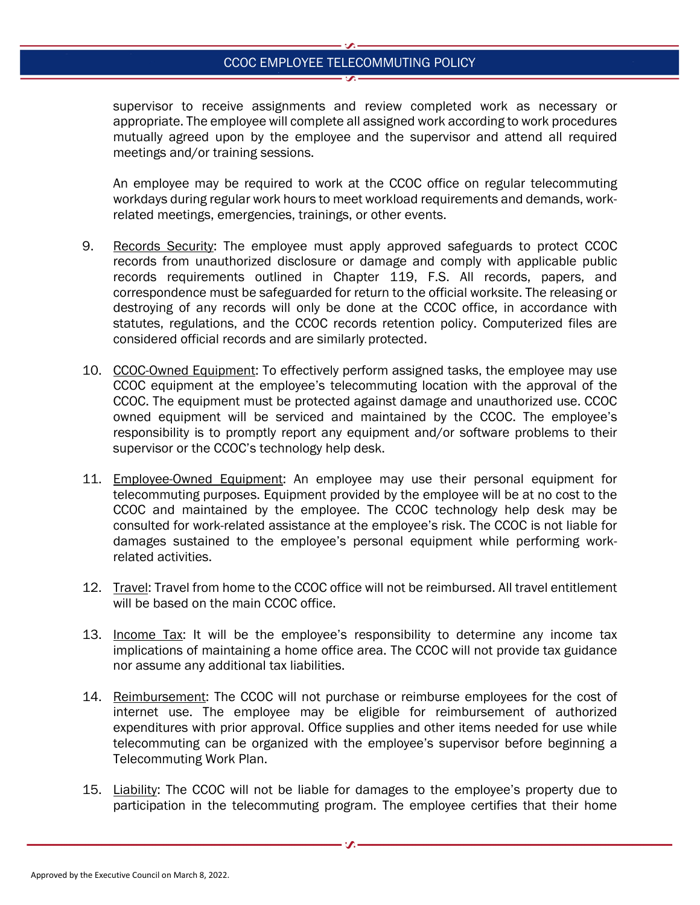supervisor to receive assignments and review completed work as necessary or appropriate. The employee will complete all assigned work according to work procedures mutually agreed upon by the employee and the supervisor and attend all required meetings and/or training sessions.

An employee may be required to work at the CCOC office on regular telecommuting workdays during regular work hours to meet workload requirements and demands, work-related meetings, emergencies, trainings, or other events.

9. Records Security: The employee must apply approved safeguards to protect CCOC records from unauthorized disclosure or damage and comply with applicable public records requirements outlined in Chapter 119, F.S. All records, papers, and correspondence must be safeguarded for return to the official worksite. The releasing or destroying of any records will only be done at the CCOC office, in accordance with statutes, regulations, and the CCOC records retention policy. Computerized files are considered official records and are similarly protected.

10. CCOC-Owned Equipment: To effectively perform assigned tasks, the employee may use CCOC equipment at the employee's telecommuting location with the approval of the CCOC. The equipment must be protected against damage and unauthorized use. CCOC owned equipment will be serviced and maintained by the CCOC. The employee's responsibility is to promptly report any equipment and/or software problems to their supervisor or the CCOC's technology help desk.

11. Employee-Owned Equipment: An employee may use their personal equipment for telecommuting purposes. Equipment provided by the employee will be at no cost to the CCOC and maintained by the employee. The CCOC technology help desk may be consulted for work-related assistance at the employee's risk. The CCOC is not liable for damages sustained to the employee's personal equipment while performing work-related activities.

12. Travel: Travel from home to the CCOC office will not be reimbursed. All travel entitlement will be based on the main CCOC office.

13. Income Tax: It will be the employee's responsibility to determine any income tax implications of maintaining a home office area. The CCOC will not provide tax guidance nor assume any additional tax liabilities.

14. Reimbursement: The CCOC will not purchase or reimburse employees for the cost of internet use. The employee may be eligible for reimbursement of authorized expenditures with prior approval. Office supplies and other items needed for use while telecommuting can be organized with the employee's supervisor before beginning a Telecommuting Work Plan.

15. Liability: The CCOC will not be liable for damages to the employee's property due to participation in the telecommuting program. The employee certifies that their home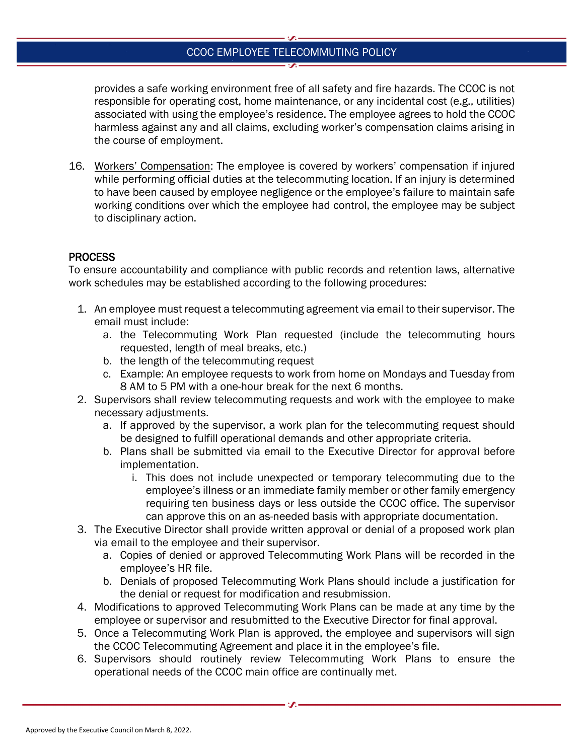provides a safe working environment free of all safety and fire hazards. The CCOC is not responsible for operating cost, home maintenance, or any incidental cost (e.g., utilities) associated with using the employee's residence. The employee agrees to hold the CCOC harmless against any and all claims, excluding worker's compensation claims arising in the course of employment.

16. <u>Workers' Compensation</u>: The employee is covered by workers' compensation if injured while performing official duties at the telecommuting location. If an injury is determined to have been caused by employee negligence or the employee's failure to maintain safe working conditions over which the employee had control, the employee may be subject to disciplinary action.

## PROCESS

To ensure accountability and compliance with public records and retention laws, alternative work schedules may be established according to the following procedures:

1. An employee must request a telecommuting agreement via email to their supervisor. The email must include:
   a. the Telecommuting Work Plan requested (include the telecommuting hours requested, length of meal breaks, etc.)
   b. the length of the telecommuting request
   c. Example: An employee requests to work from home on Mondays and Tuesday from 8 AM to 5 PM with a one-hour break for the next 6 months.
2. Supervisors shall review telecommuting requests and work with the employee to make necessary adjustments.
   a. If approved by the supervisor, a work plan for the telecommuting request should be designed to fulfill operational demands and other appropriate criteria.
   b. Plans shall be submitted via email to the Executive Director for approval before implementation.
      i. This does not include unexpected or temporary telecommuting due to the employee's illness or an immediate family member or other family emergency requiring ten business days or less outside the CCOC office. The supervisor can approve this on an as-needed basis with appropriate documentation.
3. The Executive Director shall provide written approval or denial of a proposed work plan via email to the employee and their supervisor.
   a. Copies of denied or approved Telecommuting Work Plans will be recorded in the employee's HR file.
   b. Denials of proposed Telecommuting Work Plans should include a justification for the denial or request for modification and resubmission.
4. Modifications to approved Telecommuting Work Plans can be made at any time by the employee or supervisor and resubmitted to the Executive Director for final approval.
5. Once a Telecommuting Work Plan is approved, the employee and supervisors will sign the CCOC Telecommuting Agreement and place it in the employee's file.
6. Supervisors should routinely review Telecommuting Work Plans to ensure the operational needs of the CCOC main office are continually met.

Approved by the Executive Council on March 8, 2022.